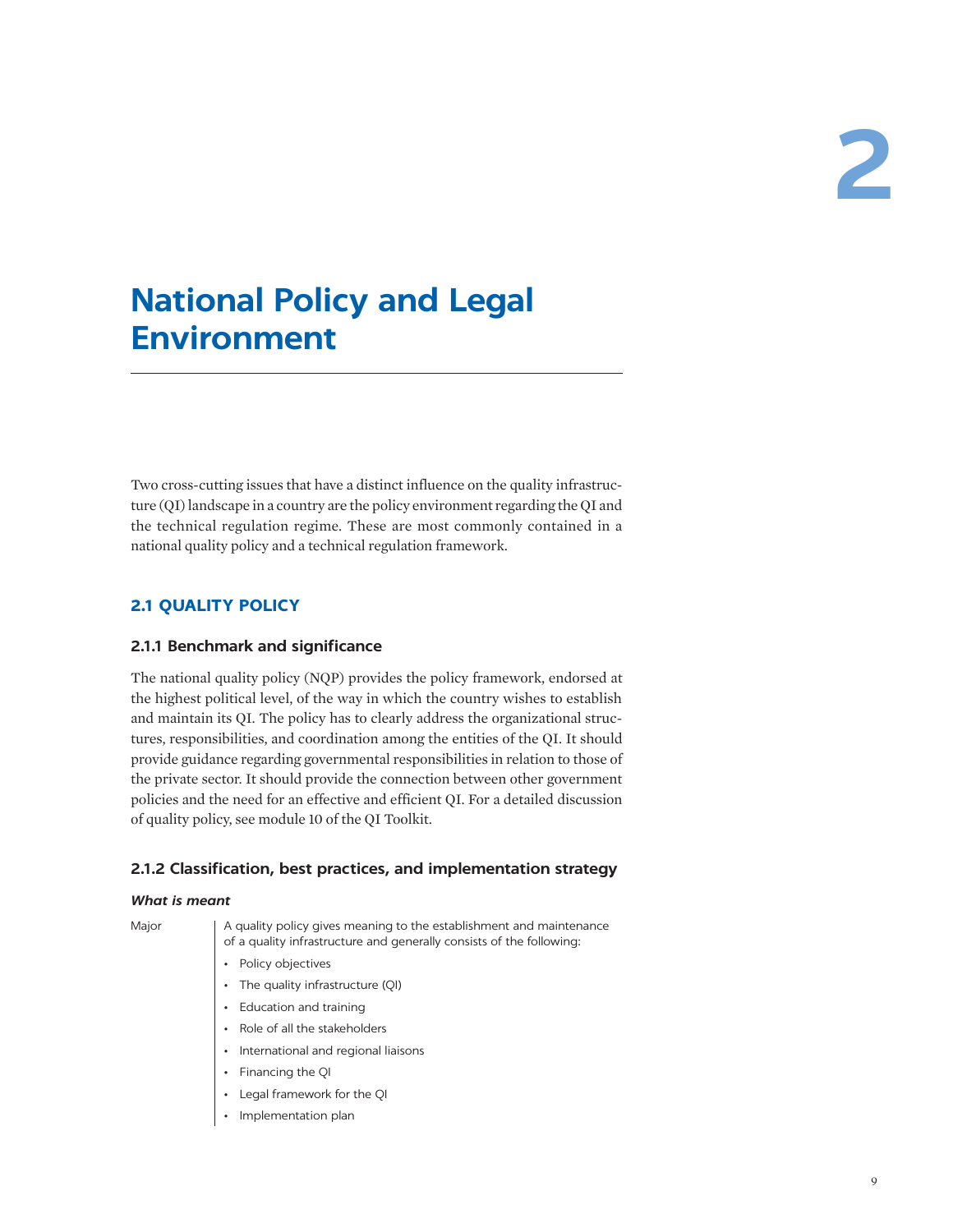# 2

# National Policy and Legal Environment

Two cross-cutting issues that have a distinct influence on the quality infrastructure (QI) landscape in a country are the policy environment regarding the QI and the technical regulation regime. These are most commonly contained in a national quality policy and a technical regulation framework.

## 2.1 QUALITY POLICY

### 2.1.1 Benchmark and significance

The national quality policy (NQP) provides the policy framework, endorsed at the highest political level, of the way in which the country wishes to establish and maintain its QI. The policy has to clearly address the organizational structures, responsibilities, and coordination among the entities of the QI. It should provide guidance regarding governmental responsibilities in relation to those of the private sector. It should provide the connection between other government policies and the need for an effective and efficient QI. For a detailed discussion of quality policy, see module 10 of the QI Toolkit.

### 2.1.2 Classification, best practices, and implementation strategy

***What is meant***

| | |
|---|---|
| Major | A quality policy gives meaning to the establishment and maintenance of a quality infrastructure and generally consists of the following:<br>• Policy objectives<br>• The quality infrastructure (QI)<br>• Education and training<br>• Role of all the stakeholders<br>• International and regional liaisons<br>• Financing the QI<br>• Legal framework for the QI<br>• Implementation plan |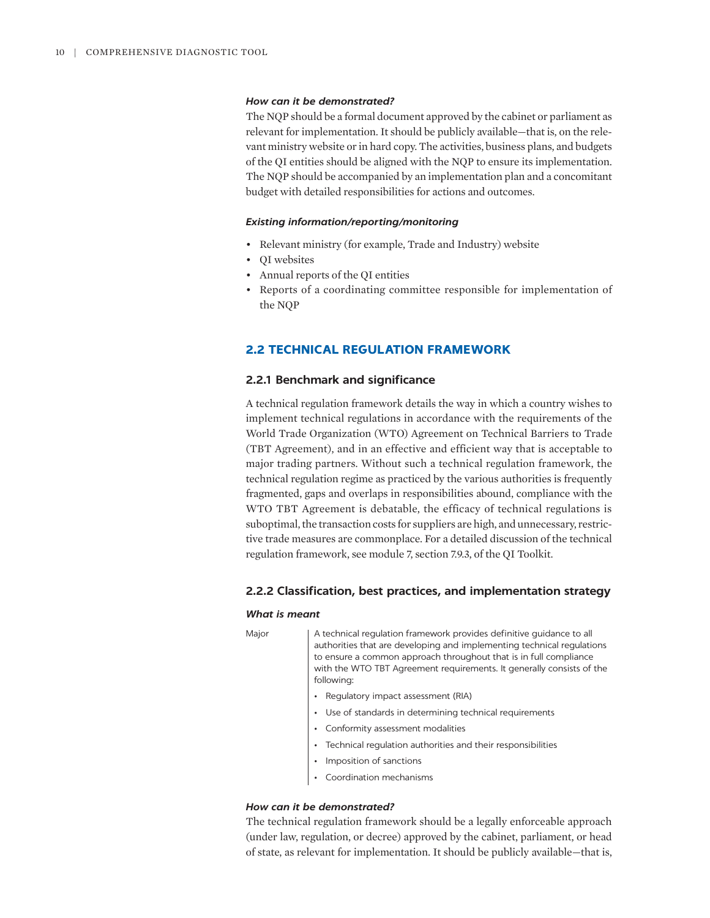#### *How can it be demonstrated?*

The NQP should be a formal document approved by the cabinet or parliament as relevant for implementation. It should be publicly available—that is, on the relevant ministry website or in hard copy. The activities, business plans, and budgets of the QI entities should be aligned with the NQP to ensure its implementation. The NQP should be accompanied by an implementation plan and a concomitant budget with detailed responsibilities for actions and outcomes.

#### *Existing information/reporting/monitoring*

- Relevant ministry (for example, Trade and Industry) website
- QI websites
- Annual reports of the QI entities
- Reports of a coordinating committee responsible for implementation of the NQP

## 2.2 TECHNICAL REGULATION FRAMEWORK

### 2.2.1 Benchmark and significance

A technical regulation framework details the way in which a country wishes to implement technical regulations in accordance with the requirements of the World Trade Organization (WTO) Agreement on Technical Barriers to Trade (TBT Agreement), and in an effective and efficient way that is acceptable to major trading partners. Without such a technical regulation framework, the technical regulation regime as practiced by the various authorities is frequently fragmented, gaps and overlaps in responsibilities abound, compliance with the WTO TBT Agreement is debatable, the efficacy of technical regulations is suboptimal, the transaction costs for suppliers are high, and unnecessary, restrictive trade measures are commonplace. For a detailed discussion of the technical regulation framework, see module 7, section 7.9.3, of the QI Toolkit.

### 2.2.2 Classification, best practices, and implementation strategy

#### *What is meant*

Major

A technical regulation framework provides definitive guidance to all authorities that are developing and implementing technical regulations to ensure a common approach throughout that is in full compliance with the WTO TBT Agreement requirements. It generally consists of the following:

- Regulatory impact assessment (RIA)
- Use of standards in determining technical requirements
- Conformity assessment modalities
- Technical regulation authorities and their responsibilities
- Imposition of sanctions
- Coordination mechanisms

#### *How can it be demonstrated?*

The technical regulation framework should be a legally enforceable approach (under law, regulation, or decree) approved by the cabinet, parliament, or head of state, as relevant for implementation. It should be publicly available—that is,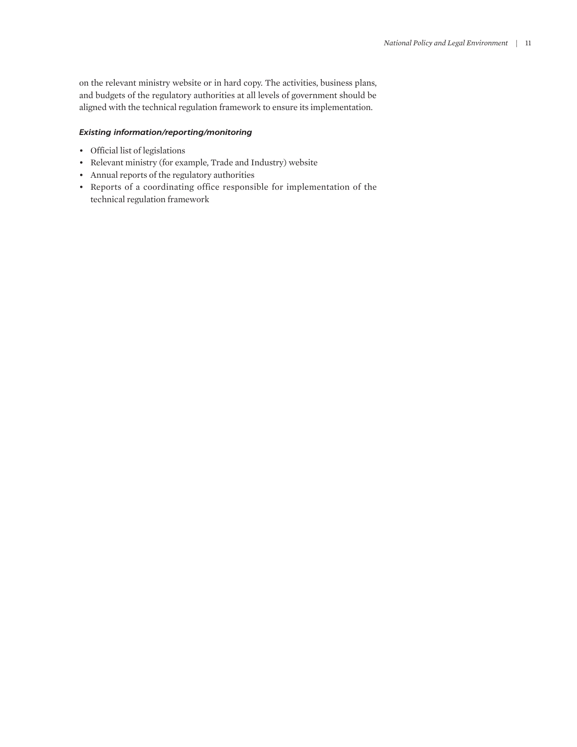on the relevant ministry website or in hard copy. The activities, business plans, and budgets of the regulatory authorities at all levels of government should be aligned with the technical regulation framework to ensure its implementation.

***Existing information/reporting/monitoring***

- Official list of legislations
- Relevant ministry (for example, Trade and Industry) website
- Annual reports of the regulatory authorities
- Reports of a coordinating office responsible for implementation of the technical regulation framework